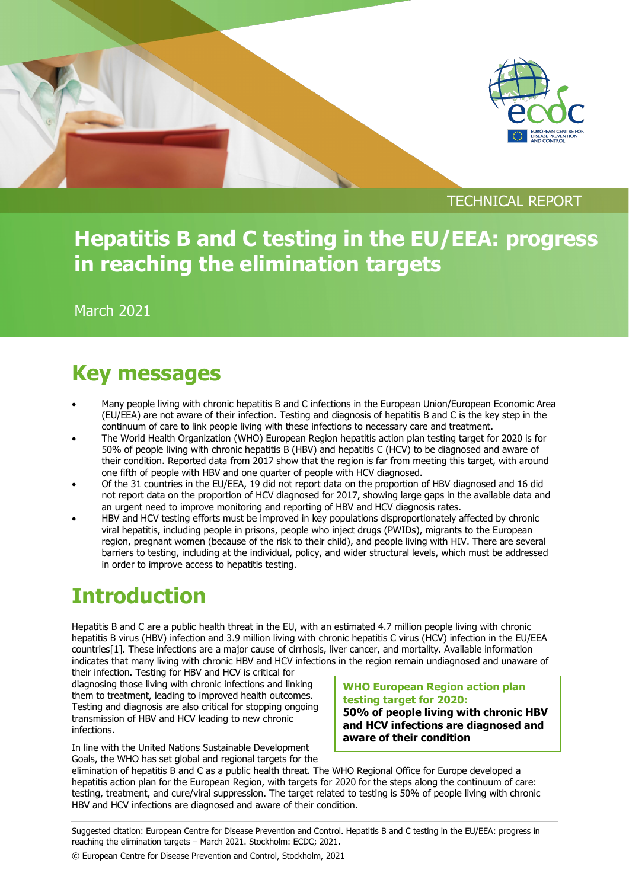TECHNICAL REPORT

# Hepatitis B and C testing in the EU/EEA: progress in reaching the elimination targets

March 2021

## Key messages

- Many people living with chronic hepatitis B and C infections in the European Union/European Economic Area (EU/EEA) are not aware of their infection. Testing and diagnosis of hepatitis B and C is the key step in the continuum of care to link people living with these infections to necessary care and treatment.
- The World Health Organization (WHO) European Region hepatitis action plan testing target for 2020 is for 50% of people living with chronic hepatitis B (HBV) and hepatitis C (HCV) to be diagnosed and aware of their condition. Reported data from 2017 show that the region is far from meeting this target, with around one fifth of people with HBV and one quarter of people with HCV diagnosed.
- Of the 31 countries in the EU/EEA, 19 did not report data on the proportion of HBV diagnosed and 16 did not report data on the proportion of HCV diagnosed for 2017, showing large gaps in the available data and an urgent need to improve monitoring and reporting of HBV and HCV diagnosis rates.
- HBV and HCV testing efforts must be improved in key populations disproportionately affected by chronic viral hepatitis, including people in prisons, people who inject drugs (PWIDs), migrants to the European region, pregnant women (because of the risk to their child), and people living with HIV. There are several barriers to testing, including at the individual, policy, and wider structural levels, which must be addressed in order to improve access to hepatitis testing.

## Introduction

Hepatitis B and C are a public health threat in the EU, with an estimated 4.7 million people living with chronic hepatitis B virus (HBV) infection and 3.9 million living with chronic hepatitis C virus (HCV) infection in the EU/EEA countries[1]. These infections are a major cause of cirrhosis, liver cancer, and mortality. Available information indicates that many living with chronic HBV and HCV infections in the region remain undiagnosed and unaware of their infection. Testing for HBV and HCV is critical for diagnosing those living with chronic infections and linking them to treatment, leading to improved health outcomes. Testing and diagnosis are also critical for stopping ongoing transmission of HBV and HCV leading to new chronic infections.

> **WHO European Region action plan testing target for 2020:**
> **50% of people living with chronic HBV and HCV infections are diagnosed and aware of their condition**

In line with the United Nations Sustainable Development Goals, the WHO has set global and regional targets for the elimination of hepatitis B and C as a public health threat. The WHO Regional Office for Europe developed a hepatitis action plan for the European Region, with targets for 2020 for the steps along the continuum of care: testing, treatment, and cure/viral suppression. The target related to testing is 50% of people living with chronic HBV and HCV infections are diagnosed and aware of their condition.

Suggested citation: European Centre for Disease Prevention and Control. Hepatitis B and C testing in the EU/EEA: progress in reaching the elimination targets – March 2021. Stockholm: ECDC; 2021.

© European Centre for Disease Prevention and Control, Stockholm, 2021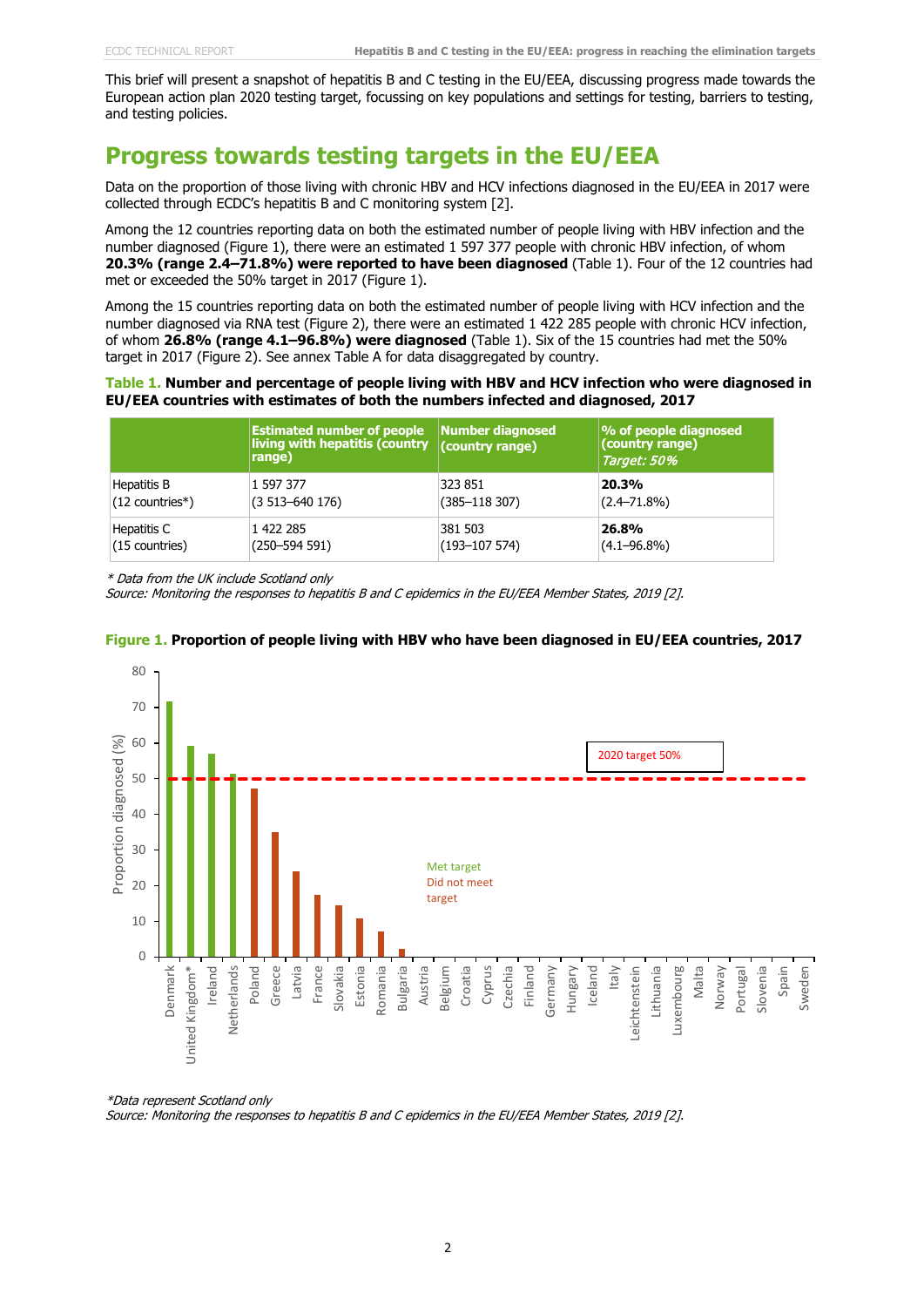This brief will present a snapshot of hepatitis B and C testing in the EU/EEA, discussing progress made towards the European action plan 2020 testing target, focussing on key populations and settings for testing, barriers to testing, and testing policies.

# Progress towards testing targets in the EU/EEA

Data on the proportion of those living with chronic HBV and HCV infections diagnosed in the EU/EEA in 2017 were collected through ECDC's hepatitis B and C monitoring system [2].

Among the 12 countries reporting data on both the estimated number of people living with HBV infection and the number diagnosed (Figure 1), there were an estimated 1 597 377 people with chronic HBV infection, of whom **20.3% (range 2.4–71.8%) were reported to have been diagnosed** (Table 1). Four of the 12 countries had met or exceeded the 50% target in 2017 (Figure 1).

Among the 15 countries reporting data on both the estimated number of people living with HCV infection and the number diagnosed via RNA test (Figure 2), there were an estimated 1 422 285 people with chronic HCV infection, of whom **26.8% (range 4.1–96.8%) were diagnosed** (Table 1). Six of the 15 countries had met the 50% target in 2017 (Figure 2). See annex Table A for data disaggregated by country.

**Table 1. Number and percentage of people living with HBV and HCV infection who were diagnosed in EU/EEA countries with estimates of both the numbers infected and diagnosed, 2017**

| | Estimated number of people living with hepatitis (country range) | Number diagnosed (country range) | % of people diagnosed (country range) *Target: 50%* |
|---|---|---|---|
| Hepatitis B (12 countries*) | 1 597 377 (3 513–640 176) | 323 851 (385–118 307) | **20.3%** (2.4–71.8%) |
| Hepatitis C (15 countries) | 1 422 285 (250–594 591) | 381 503 (193–107 574) | **26.8%** (4.1–96.8%) |

*\* Data from the UK include Scotland only*
*Source: Monitoring the responses to hepatitis B and C epidemics in the EU/EEA Member States, 2019 [2].*

**Figure 1. Proportion of people living with HBV who have been diagnosed in EU/EEA countries, 2017**

Proportion diagnosed (%)
0
10
20
30
40
50
60
70
80

2020 target 50%

Met target
Did not meet target

Denmark
United Kingdom*
Ireland
Netherlands
Poland
Greece
Latvia
France
Slovakia
Estonia
Romania
Bulgaria
Austria
Belgium
Croatia
Cyprus
Czechia
Finland
Germany
Hungary
Iceland
Italy
Leichtenstein
Lithuania
Luxembourg
Malta
Norway
Portugal
Slovenia
Spain
Sweden

*\*Data represent Scotland only*
*Source: Monitoring the responses to hepatitis B and C epidemics in the EU/EEA Member States, 2019 [2].*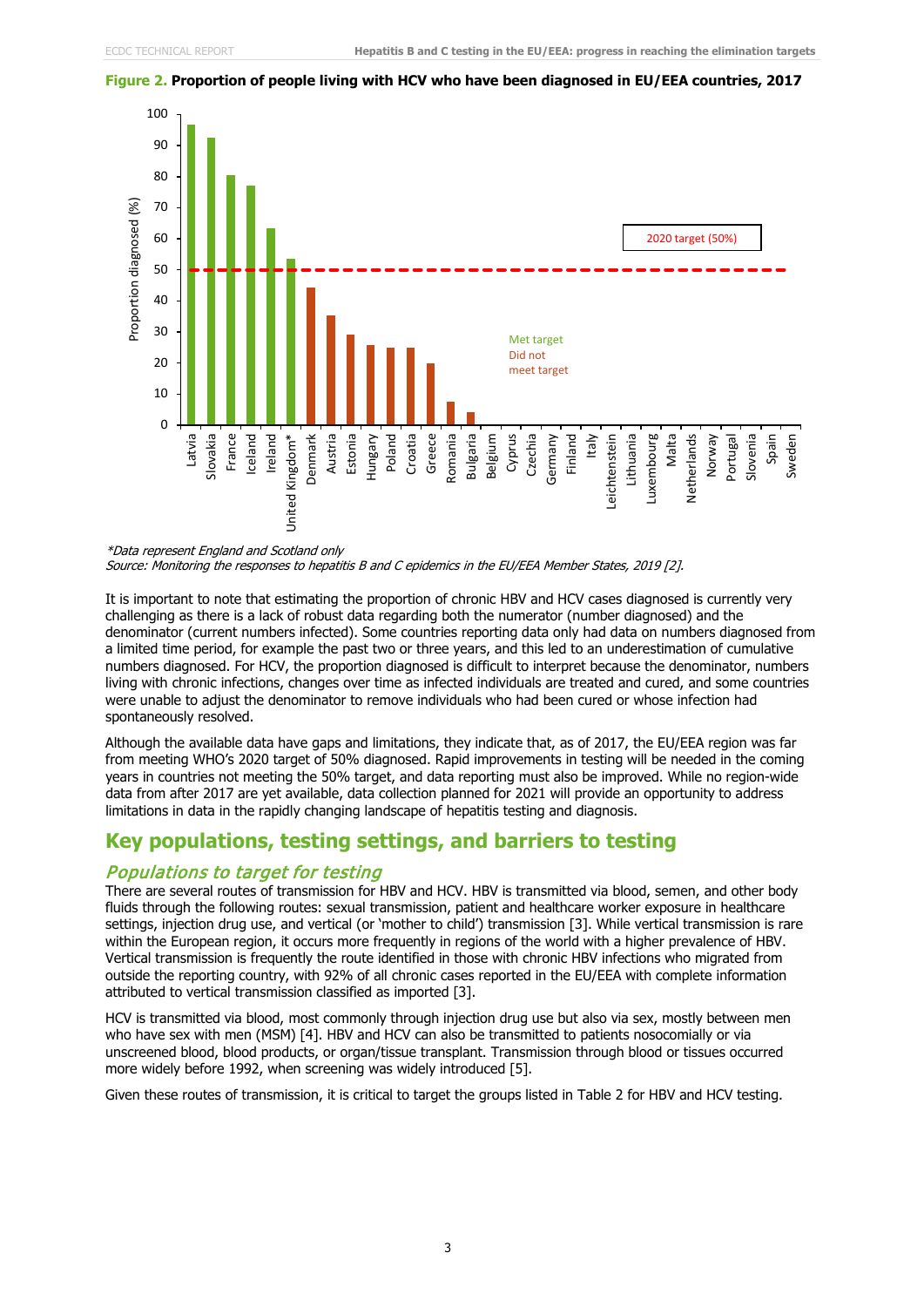**Figure 2. Proportion of people living with HCV who have been diagnosed in EU/EEA countries, 2017**

Proportion diagnosed (%)

100
90
80
70
60
50
40
30
20
10
0

2020 target (50%)

Met target
Did not meet target

Latvia
Slovakia
France
Iceland
Ireland
United Kingdom*
Denmark
Austria
Estonia
Hungary
Poland
Croatia
Greece
Romania
Bulgaria
Belgium
Cyprus
Czechia
Germany
Finland
Italy
Leichtenstein
Lithuania
Luxembourg
Malta
Netherlands
Norway
Portugal
Slovenia
Spain
Sweden

*\*Data represent England and Scotland only*

*Source: Monitoring the responses to hepatitis B and C epidemics in the EU/EEA Member States, 2019 [2].*

It is important to note that estimating the proportion of chronic HBV and HCV cases diagnosed is currently very challenging as there is a lack of robust data regarding both the numerator (number diagnosed) and the denominator (current numbers infected). Some countries reporting data only had data on numbers diagnosed from a limited time period, for example the past two or three years, and this led to an underestimation of cumulative numbers diagnosed. For HCV, the proportion diagnosed is difficult to interpret because the denominator, numbers living with chronic infections, changes over time as infected individuals are treated and cured, and some countries were unable to adjust the denominator to remove individuals who had been cured or whose infection had spontaneously resolved.

Although the available data have gaps and limitations, they indicate that, as of 2017, the EU/EEA region was far from meeting WHO's 2020 target of 50% diagnosed. Rapid improvements in testing will be needed in the coming years in countries not meeting the 50% target, and data reporting must also be improved. While no region-wide data from after 2017 are yet available, data collection planned for 2021 will provide an opportunity to address limitations in data in the rapidly changing landscape of hepatitis testing and diagnosis.

## Key populations, testing settings, and barriers to testing

### *Populations to target for testing*

There are several routes of transmission for HBV and HCV. HBV is transmitted via blood, semen, and other body fluids through the following routes: sexual transmission, patient and healthcare worker exposure in healthcare settings, injection drug use, and vertical (or 'mother to child') transmission [3]. While vertical transmission is rare within the European region, it occurs more frequently in regions of the world with a higher prevalence of HBV. Vertical transmission is frequently the route identified in those with chronic HBV infections who migrated from outside the reporting country, with 92% of all chronic cases reported in the EU/EEA with complete information attributed to vertical transmission classified as imported [3].

HCV is transmitted via blood, most commonly through injection drug use but also via sex, mostly between men who have sex with men (MSM) [4]. HBV and HCV can also be transmitted to patients nosocomially or via unscreened blood, blood products, or organ/tissue transplant. Transmission through blood or tissues occurred more widely before 1992, when screening was widely introduced [5].

Given these routes of transmission, it is critical to target the groups listed in Table 2 for HBV and HCV testing.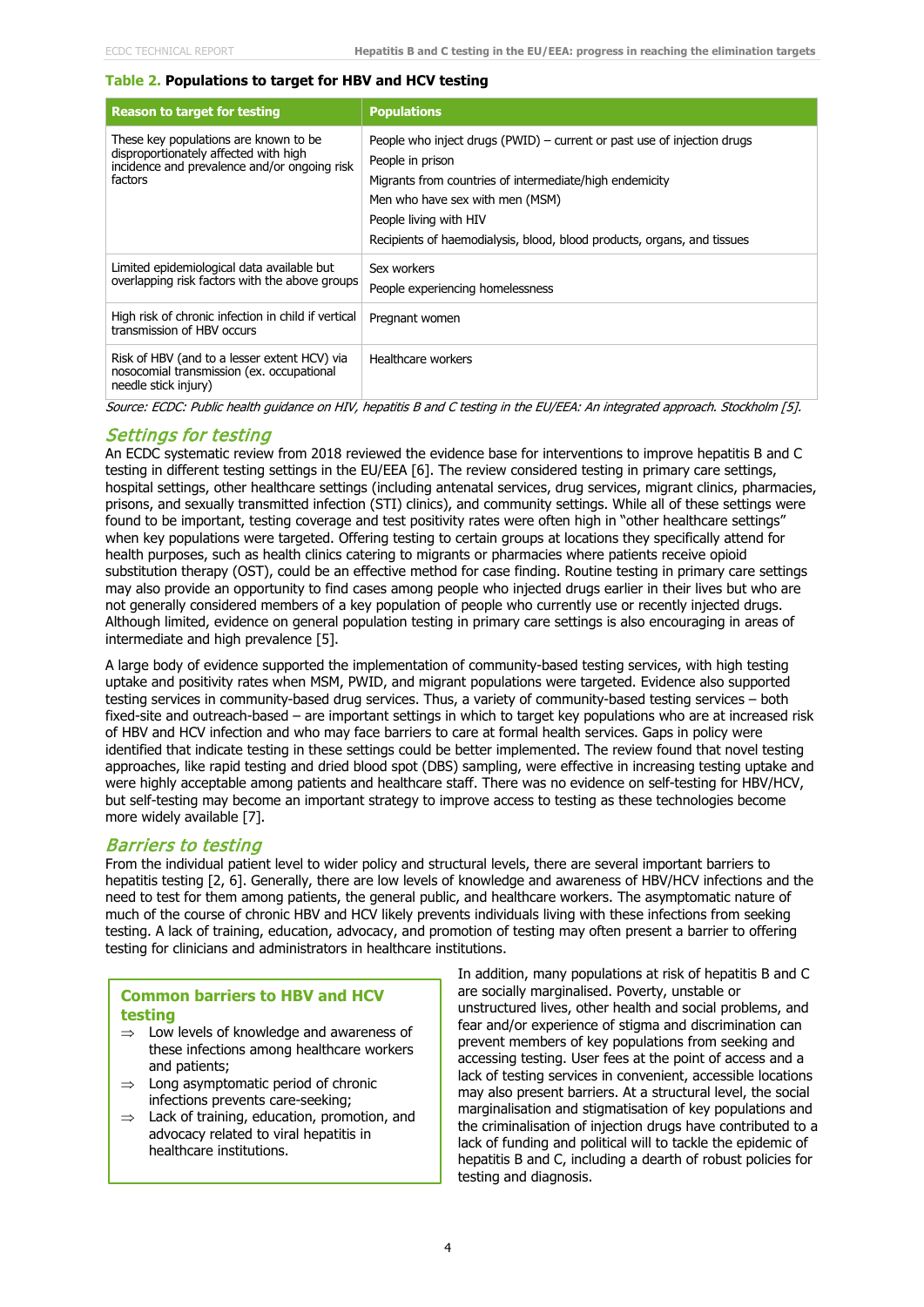**Table 2. Populations to target for HBV and HCV testing**

| Reason to target for testing | Populations |
|---|---|
| These key populations are known to be disproportionately affected with high incidence and prevalence and/or ongoing risk factors | People who inject drugs (PWID) – current or past use of injection drugs<br>People in prison<br>Migrants from countries of intermediate/high endemicity<br>Men who have sex with men (MSM)<br>People living with HIV<br>Recipients of haemodialysis, blood, blood products, organs, and tissues |
| Limited epidemiological data available but overlapping risk factors with the above groups | Sex workers<br>People experiencing homelessness |
| High risk of chronic infection in child if vertical transmission of HBV occurs | Pregnant women |
| Risk of HBV (and to a lesser extent HCV) via nosocomial transmission (ex. occupational needle stick injury) | Healthcare workers |

*Source: ECDC: Public health guidance on HIV, hepatitis B and C testing in the EU/EEA: An integrated approach. Stockholm [5].*

## Settings for testing

An ECDC systematic review from 2018 reviewed the evidence base for interventions to improve hepatitis B and C testing in different testing settings in the EU/EEA [6]. The review considered testing in primary care settings, hospital settings, other healthcare settings (including antenatal services, drug services, migrant clinics, pharmacies, prisons, and sexually transmitted infection (STI) clinics), and community settings. While all of these settings were found to be important, testing coverage and test positivity rates were often high in "other healthcare settings" when key populations were targeted. Offering testing to certain groups at locations they specifically attend for health purposes, such as health clinics catering to migrants or pharmacies where patients receive opioid substitution therapy (OST), could be an effective method for case finding. Routine testing in primary care settings may also provide an opportunity to find cases among people who injected drugs earlier in their lives but who are not generally considered members of a key population of people who currently use or recently injected drugs. Although limited, evidence on general population testing in primary care settings is also encouraging in areas of intermediate and high prevalence [5].

A large body of evidence supported the implementation of community-based testing services, with high testing uptake and positivity rates when MSM, PWID, and migrant populations were targeted. Evidence also supported testing services in community-based drug services. Thus, a variety of community-based testing services – both fixed-site and outreach-based – are important settings in which to target key populations who are at increased risk of HBV and HCV infection and who may face barriers to care at formal health services. Gaps in policy were identified that indicate testing in these settings could be better implemented. The review found that novel testing approaches, like rapid testing and dried blood spot (DBS) sampling, were effective in increasing testing uptake and were highly acceptable among patients and healthcare staff. There was no evidence on self-testing for HBV/HCV, but self-testing may become an important strategy to improve access to testing as these technologies become more widely available [7].

## Barriers to testing

From the individual patient level to wider policy and structural levels, there are several important barriers to hepatitis testing [2, 6]. Generally, there are low levels of knowledge and awareness of HBV/HCV infections and the need to test for them among patients, the general public, and healthcare workers. The asymptomatic nature of much of the course of chronic HBV and HCV likely prevents individuals living with these infections from seeking testing. A lack of training, education, advocacy, and promotion of testing may often present a barrier to offering testing for clinicians and administrators in healthcare institutions.

> **Common barriers to HBV and HCV testing**
>
> ⇒ Low levels of knowledge and awareness of these infections among healthcare workers and patients;
>
> ⇒ Long asymptomatic period of chronic infections prevents care-seeking;
>
> ⇒ Lack of training, education, promotion, and advocacy related to viral hepatitis in healthcare institutions.

In addition, many populations at risk of hepatitis B and C are socially marginalised. Poverty, unstable or unstructured lives, other health and social problems, and fear and/or experience of stigma and discrimination can prevent members of key populations from seeking and accessing testing. User fees at the point of access and a lack of testing services in convenient, accessible locations may also present barriers. At a structural level, the social marginalisation and stigmatisation of key populations and the criminalisation of injection drugs have contributed to a lack of funding and political will to tackle the epidemic of hepatitis B and C, including a dearth of robust policies for testing and diagnosis.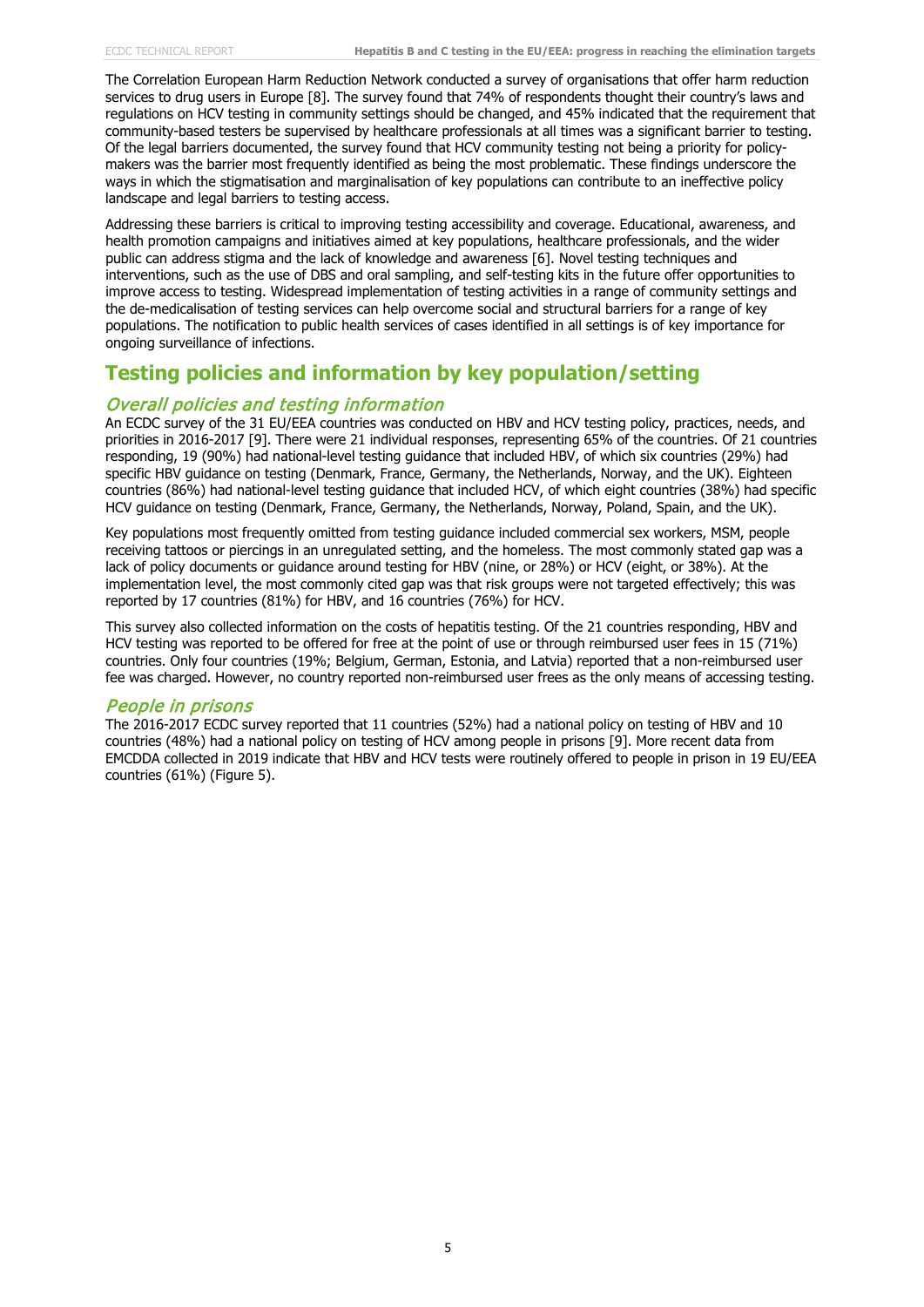The Correlation European Harm Reduction Network conducted a survey of organisations that offer harm reduction services to drug users in Europe [8]. The survey found that 74% of respondents thought their country's laws and regulations on HCV testing in community settings should be changed, and 45% indicated that the requirement that community-based testers be supervised by healthcare professionals at all times was a significant barrier to testing. Of the legal barriers documented, the survey found that HCV community testing not being a priority for policy-makers was the barrier most frequently identified as being the most problematic. These findings underscore the ways in which the stigmatisation and marginalisation of key populations can contribute to an ineffective policy landscape and legal barriers to testing access.

Addressing these barriers is critical to improving testing accessibility and coverage. Educational, awareness, and health promotion campaigns and initiatives aimed at key populations, healthcare professionals, and the wider public can address stigma and the lack of knowledge and awareness [6]. Novel testing techniques and interventions, such as the use of DBS and oral sampling, and self-testing kits in the future offer opportunities to improve access to testing. Widespread implementation of testing activities in a range of community settings and the de-medicalisation of testing services can help overcome social and structural barriers for a range of key populations. The notification to public health services of cases identified in all settings is of key importance for ongoing surveillance of infections.

## Testing policies and information by key population/setting

### *Overall policies and testing information*

An ECDC survey of the 31 EU/EEA countries was conducted on HBV and HCV testing policy, practices, needs, and priorities in 2016-2017 [9]. There were 21 individual responses, representing 65% of the countries. Of 21 countries responding, 19 (90%) had national-level testing guidance that included HBV, of which six countries (29%) had specific HBV guidance on testing (Denmark, France, Germany, the Netherlands, Norway, and the UK). Eighteen countries (86%) had national-level testing guidance that included HCV, of which eight countries (38%) had specific HCV guidance on testing (Denmark, France, Germany, the Netherlands, Norway, Poland, Spain, and the UK).

Key populations most frequently omitted from testing guidance included commercial sex workers, MSM, people receiving tattoos or piercings in an unregulated setting, and the homeless. The most commonly stated gap was a lack of policy documents or guidance around testing for HBV (nine, or 28%) or HCV (eight, or 38%). At the implementation level, the most commonly cited gap was that risk groups were not targeted effectively; this was reported by 17 countries (81%) for HBV, and 16 countries (76%) for HCV.

This survey also collected information on the costs of hepatitis testing. Of the 21 countries responding, HBV and HCV testing was reported to be offered for free at the point of use or through reimbursed user fees in 15 (71%) countries. Only four countries (19%; Belgium, German, Estonia, and Latvia) reported that a non-reimbursed user fee was charged. However, no country reported non-reimbursed user frees as the only means of accessing testing.

### *People in prisons*

The 2016-2017 ECDC survey reported that 11 countries (52%) had a national policy on testing of HBV and 10 countries (48%) had a national policy on testing of HCV among people in prisons [9]. More recent data from EMCDDA collected in 2019 indicate that HBV and HCV tests were routinely offered to people in prison in 19 EU/EEA countries (61%) (Figure 5).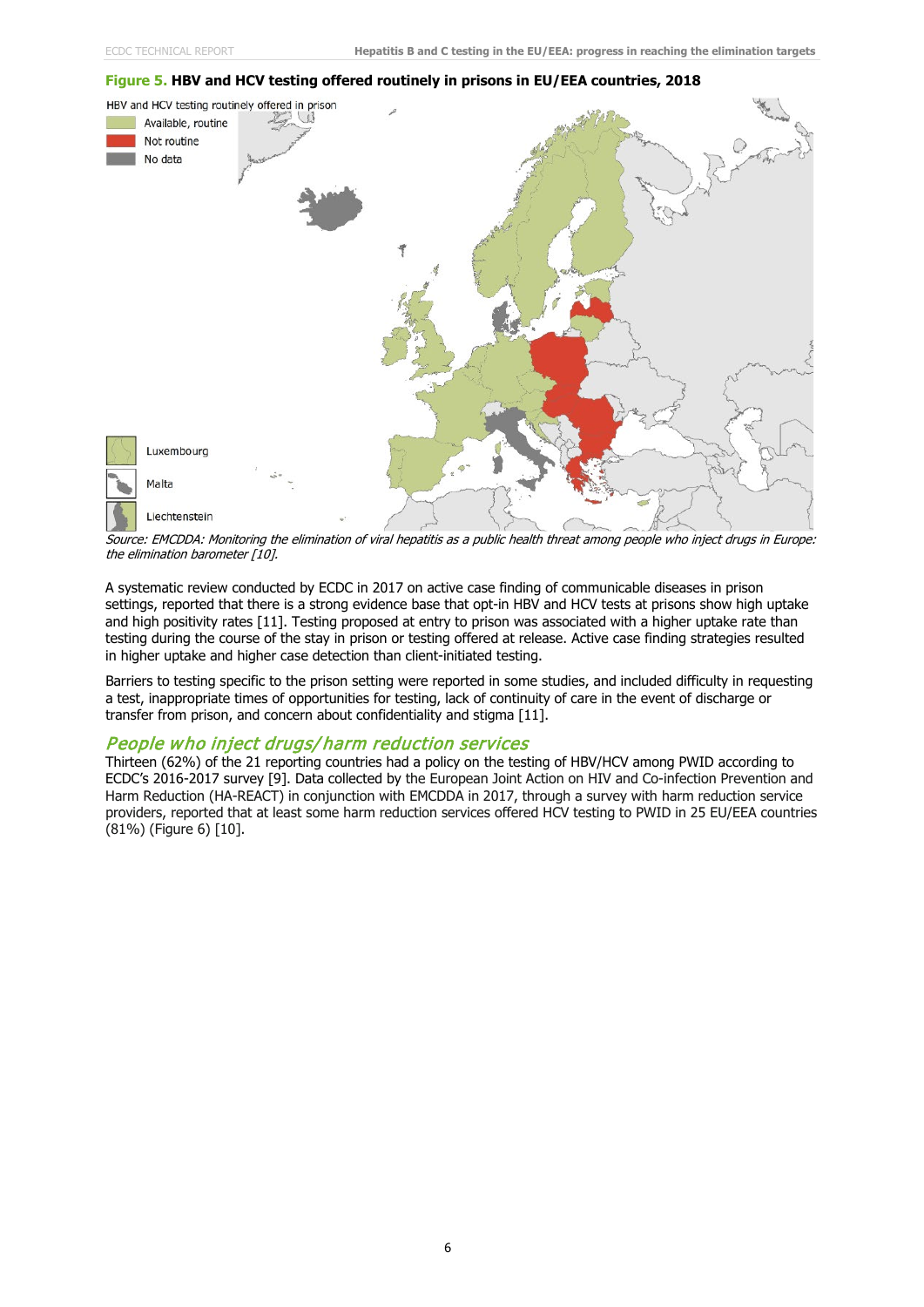**Figure 5. HBV and HCV testing offered routinely in prisons in EU/EEA countries, 2018**

HBV and HCV testing routinely offered in prison

Available, routine

Not routine

No data

Luxembourg

Malta

Liechtenstein

*Source: EMCDDA: Monitoring the elimination of viral hepatitis as a public health threat among people who inject drugs in Europe: the elimination barometer [10].*

A systematic review conducted by ECDC in 2017 on active case finding of communicable diseases in prison settings, reported that there is a strong evidence base that opt-in HBV and HCV tests at prisons show high uptake and high positivity rates [11]. Testing proposed at entry to prison was associated with a higher uptake rate than testing during the course of the stay in prison or testing offered at release. Active case finding strategies resulted in higher uptake and higher case detection than client-initiated testing.

Barriers to testing specific to the prison setting were reported in some studies, and included difficulty in requesting a test, inappropriate times of opportunities for testing, lack of continuity of care in the event of discharge or transfer from prison, and concern about confidentiality and stigma [11].

## People who inject drugs/harm reduction services

Thirteen (62%) of the 21 reporting countries had a policy on the testing of HBV/HCV among PWID according to ECDC's 2016-2017 survey [9]. Data collected by the European Joint Action on HIV and Co-infection Prevention and Harm Reduction (HA-REACT) in conjunction with EMCDDA in 2017, through a survey with harm reduction service providers, reported that at least some harm reduction services offered HCV testing to PWID in 25 EU/EEA countries (81%) (Figure 6) [10].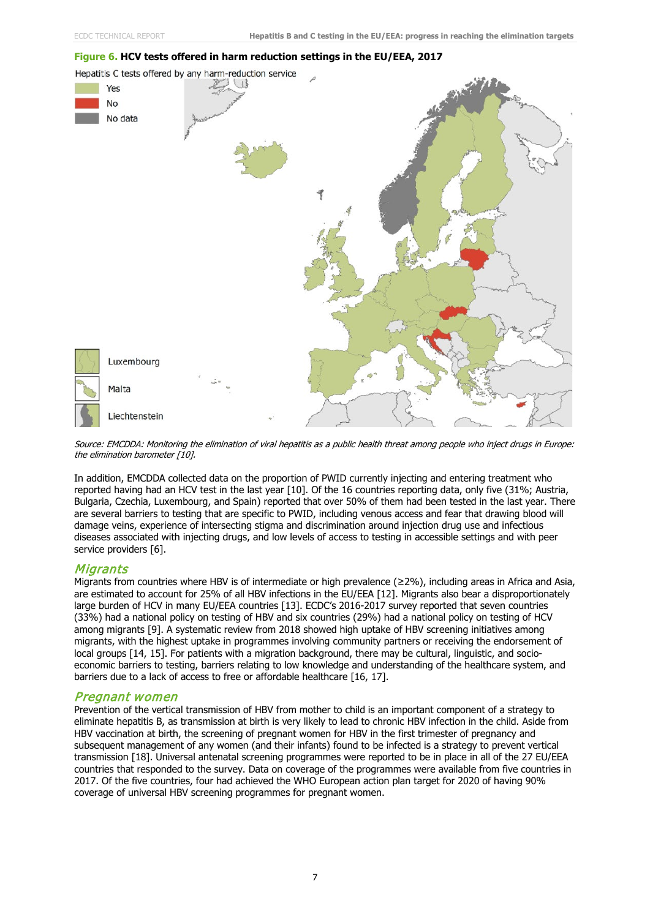**Figure 6. HCV tests offered in harm reduction settings in the EU/EEA, 2017**

Hepatitis C tests offered by any harm-reduction service

Yes

No

No data

Luxembourg

Malta

Liechtenstein

*Source: EMCDDA: Monitoring the elimination of viral hepatitis as a public health threat among people who inject drugs in Europe: the elimination barometer [10].*

In addition, EMCDDA collected data on the proportion of PWID currently injecting and entering treatment who reported having had an HCV test in the last year [10]. Of the 16 countries reporting data, only five (31%; Austria, Bulgaria, Czechia, Luxembourg, and Spain) reported that over 50% of them had been tested in the last year. There are several barriers to testing that are specific to PWID, including venous access and fear that drawing blood will damage veins, experience of intersecting stigma and discrimination around injection drug use and infectious diseases associated with injecting drugs, and low levels of access to testing in accessible settings and with peer service providers [6].

## Migrants

Migrants from countries where HBV is of intermediate or high prevalence (≥2%), including areas in Africa and Asia, are estimated to account for 25% of all HBV infections in the EU/EEA [12]. Migrants also bear a disproportionately large burden of HCV in many EU/EEA countries [13]. ECDC's 2016-2017 survey reported that seven countries (33%) had a national policy on testing of HBV and six countries (29%) had a national policy on testing of HCV among migrants [9]. A systematic review from 2018 showed high uptake of HBV screening initiatives among migrants, with the highest uptake in programmes involving community partners or receiving the endorsement of local groups [14, 15]. For patients with a migration background, there may be cultural, linguistic, and socio-economic barriers to testing, barriers relating to low knowledge and understanding of the healthcare system, and barriers due to a lack of access to free or affordable healthcare [16, 17].

## Pregnant women

Prevention of the vertical transmission of HBV from mother to child is an important component of a strategy to eliminate hepatitis B, as transmission at birth is very likely to lead to chronic HBV infection in the child. Aside from HBV vaccination at birth, the screening of pregnant women for HBV in the first trimester of pregnancy and subsequent management of any women (and their infants) found to be infected is a strategy to prevent vertical transmission [18]. Universal antenatal screening programmes were reported to be in place in all of the 27 EU/EEA countries that responded to the survey. Data on coverage of the programmes were available from five countries in 2017. Of the five countries, four had achieved the WHO European action plan target for 2020 of having 90% coverage of universal HBV screening programmes for pregnant women.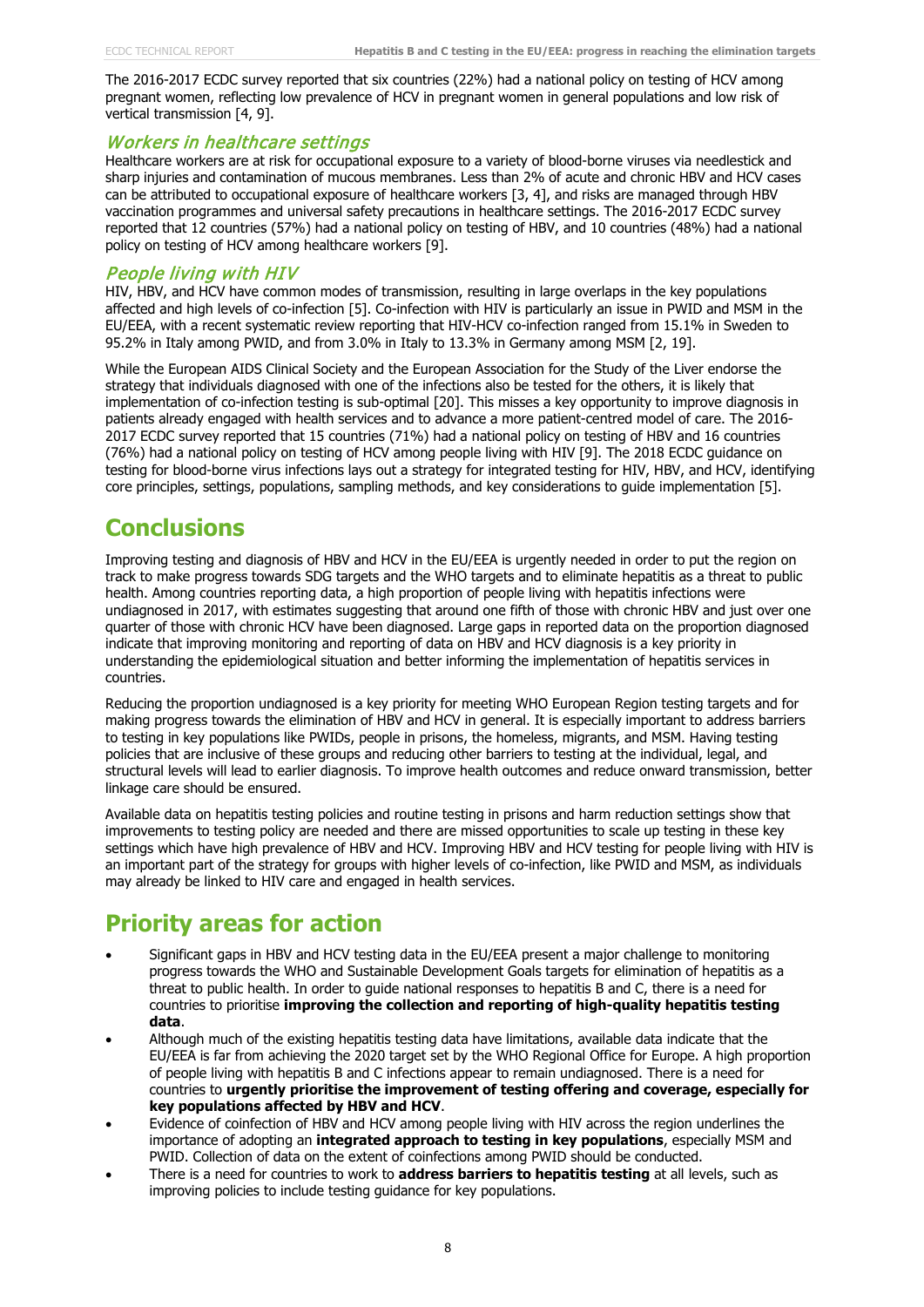The 2016-2017 ECDC survey reported that six countries (22%) had a national policy on testing of HCV among pregnant women, reflecting low prevalence of HCV in pregnant women in general populations and low risk of vertical transmission [4, 9].

### *Workers in healthcare settings*

Healthcare workers are at risk for occupational exposure to a variety of blood-borne viruses via needlestick and sharp injuries and contamination of mucous membranes. Less than 2% of acute and chronic HBV and HCV cases can be attributed to occupational exposure of healthcare workers [3, 4], and risks are managed through HBV vaccination programmes and universal safety precautions in healthcare settings. The 2016-2017 ECDC survey reported that 12 countries (57%) had a national policy on testing of HBV, and 10 countries (48%) had a national policy on testing of HCV among healthcare workers [9].

### *People living with HIV*

HIV, HBV, and HCV have common modes of transmission, resulting in large overlaps in the key populations affected and high levels of co-infection [5]. Co-infection with HIV is particularly an issue in PWID and MSM in the EU/EEA, with a recent systematic review reporting that HIV-HCV co-infection ranged from 15.1% in Sweden to 95.2% in Italy among PWID, and from 3.0% in Italy to 13.3% in Germany among MSM [2, 19].

While the European AIDS Clinical Society and the European Association for the Study of the Liver endorse the strategy that individuals diagnosed with one of the infections also be tested for the others, it is likely that implementation of co-infection testing is sub-optimal [20]. This misses a key opportunity to improve diagnosis in patients already engaged with health services and to advance a more patient-centred model of care. The 2016-2017 ECDC survey reported that 15 countries (71%) had a national policy on testing of HBV and 16 countries (76%) had a national policy on testing of HCV among people living with HIV [9]. The 2018 ECDC guidance on testing for blood-borne virus infections lays out a strategy for integrated testing for HIV, HBV, and HCV, identifying core principles, settings, populations, sampling methods, and key considerations to guide implementation [5].

## Conclusions

Improving testing and diagnosis of HBV and HCV in the EU/EEA is urgently needed in order to put the region on track to make progress towards SDG targets and the WHO targets and to eliminate hepatitis as a threat to public health. Among countries reporting data, a high proportion of people living with hepatitis infections were undiagnosed in 2017, with estimates suggesting that around one fifth of those with chronic HBV and just over one quarter of those with chronic HCV have been diagnosed. Large gaps in reported data on the proportion diagnosed indicate that improving monitoring and reporting of data on HBV and HCV diagnosis is a key priority in understanding the epidemiological situation and better informing the implementation of hepatitis services in countries.

Reducing the proportion undiagnosed is a key priority for meeting WHO European Region testing targets and for making progress towards the elimination of HBV and HCV in general. It is especially important to address barriers to testing in key populations like PWIDs, people in prisons, the homeless, migrants, and MSM. Having testing policies that are inclusive of these groups and reducing other barriers to testing at the individual, legal, and structural levels will lead to earlier diagnosis. To improve health outcomes and reduce onward transmission, better linkage care should be ensured.

Available data on hepatitis testing policies and routine testing in prisons and harm reduction settings show that improvements to testing policy are needed and there are missed opportunities to scale up testing in these key settings which have high prevalence of HBV and HCV. Improving HBV and HCV testing for people living with HIV is an important part of the strategy for groups with higher levels of co-infection, like PWID and MSM, as individuals may already be linked to HIV care and engaged in health services.

## Priority areas for action

- Significant gaps in HBV and HCV testing data in the EU/EEA present a major challenge to monitoring progress towards the WHO and Sustainable Development Goals targets for elimination of hepatitis as a threat to public health. In order to guide national responses to hepatitis B and C, there is a need for countries to prioritise **improving the collection and reporting of high-quality hepatitis testing data**.
- Although much of the existing hepatitis testing data have limitations, available data indicate that the EU/EEA is far from achieving the 2020 target set by the WHO Regional Office for Europe. A high proportion of people living with hepatitis B and C infections appear to remain undiagnosed. There is a need for countries to **urgently prioritise the improvement of testing offering and coverage, especially for key populations affected by HBV and HCV**.
- Evidence of coinfection of HBV and HCV among people living with HIV across the region underlines the importance of adopting an **integrated approach to testing in key populations**, especially MSM and PWID. Collection of data on the extent of coinfections among PWID should be conducted.
- There is a need for countries to work to **address barriers to hepatitis testing** at all levels, such as improving policies to include testing guidance for key populations.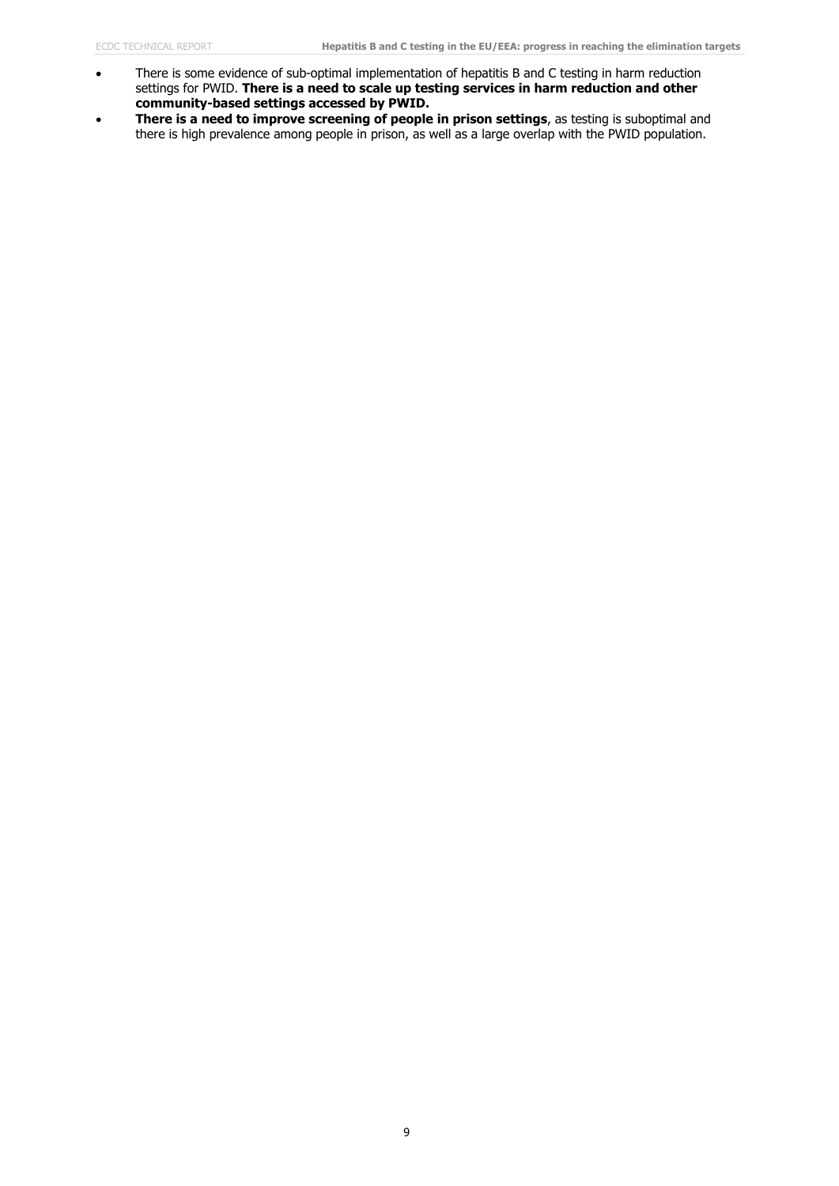- There is some evidence of sub-optimal implementation of hepatitis B and C testing in harm reduction settings for PWID. **There is a need to scale up testing services in harm reduction and other community-based settings accessed by PWID.**
- **There is a need to improve screening of people in prison settings**, as testing is suboptimal and there is high prevalence among people in prison, as well as a large overlap with the PWID population.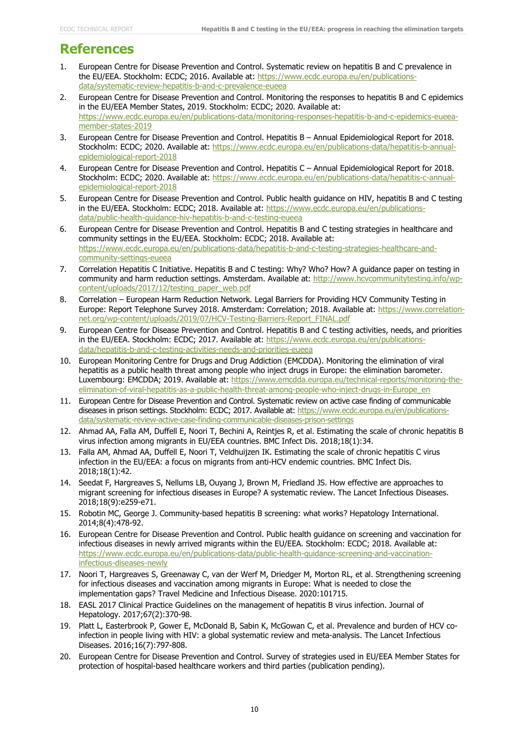# References

1. European Centre for Disease Prevention and Control. Systematic review on hepatitis B and C prevalence in the EU/EEA. Stockholm: ECDC; 2016. Available at: https://www.ecdc.europa.eu/en/publications-data/systematic-review-hepatitis-b-and-c-prevalence-eueea
2. European Centre for Disease Prevention and Control. Monitoring the responses to hepatitis B and C epidemics in the EU/EEA Member States, 2019. Stockholm: ECDC; 2020. Available at: https://www.ecdc.europa.eu/en/publications-data/monitoring-responses-hepatitis-b-and-c-epidemics-eueea-member-states-2019
3. European Centre for Disease Prevention and Control. Hepatitis B – Annual Epidemiological Report for 2018. Stockholm: ECDC; 2020. Available at: https://www.ecdc.europa.eu/en/publications-data/hepatitis-b-annual-epidemiological-report-2018
4. European Centre for Disease Prevention and Control. Hepatitis C – Annual Epidemiological Report for 2018. Stockholm: ECDC; 2020. Available at: https://www.ecdc.europa.eu/en/publications-data/hepatitis-c-annual-epidemiological-report-2018
5. European Centre for Disease Prevention and Control. Public health guidance on HIV, hepatitis B and C testing in the EU/EEA. Stockholm: ECDC; 2018. Available at: https://www.ecdc.europa.eu/en/publications-data/public-health-guidance-hiv-hepatitis-b-and-c-testing-eueea
6. European Centre for Disease Prevention and Control. Hepatitis B and C testing strategies in healthcare and community settings in the EU/EEA. Stockholm: ECDC; 2018. Available at: https://www.ecdc.europa.eu/en/publications-data/hepatitis-b-and-c-testing-strategies-healthcare-and-community-settings-eueea
7. Correlation Hepatitis C Initiative. Hepatitis B and C testing: Why? Who? How? A guidance paper on testing in community and harm reduction settings. Amsterdam. Available at: http://www.hcvcommunitytesting.info/wp-content/uploads/2017/12/testing_paper_web.pdf
8. Correlation – European Harm Reduction Network. Legal Barriers for Providing HCV Community Testing in Europe: Report Telephone Survey 2018. Amsterdam: Correlation; 2018. Available at: https://www.correlation-net.org/wp-content/uploads/2019/07/HCV-Testing-Barriers-Report_FINAL.pdf
9. European Centre for Disease Prevention and Control. Hepatitis B and C testing activities, needs, and priorities in the EU/EEA. Stockholm: ECDC; 2017. Available at: https://www.ecdc.europa.eu/en/publications-data/hepatitis-b-and-c-testing-activities-needs-and-priorities-eueea
10. European Monitoring Centre for Drugs and Drug Addiction (EMCDDA). Monitoring the elimination of viral hepatitis as a public health threat among people who inject drugs in Europe: the elimination barometer. Luxembourg: EMCDDA; 2019. Available at: https://www.emcdda.europa.eu/technical-reports/monitoring-the-elimination-of-viral-hepatitis-as-a-public-health-threat-among-people-who-inject-drugs-in-Europe_en
11. European Centre for Disease Prevention and Control. Systematic review on active case finding of communicable diseases in prison settings. Stockholm: ECDC; 2017. Available at: https://www.ecdc.europa.eu/en/publications-data/systematic-review-active-case-finding-communicable-diseases-prison-settings
12. Ahmad AA, Falla AM, Duffell E, Noori T, Bechini A, Reintjes R, et al. Estimating the scale of chronic hepatitis B virus infection among migrants in EU/EEA countries. BMC Infect Dis. 2018;18(1):34.
13. Falla AM, Ahmad AA, Duffell E, Noori T, Veldhuijzen IK. Estimating the scale of chronic hepatitis C virus infection in the EU/EEA: a focus on migrants from anti-HCV endemic countries. BMC Infect Dis. 2018;18(1):42.
14. Seedat F, Hargreaves S, Nellums LB, Ouyang J, Brown M, Friedland JS. How effective are approaches to migrant screening for infectious diseases in Europe? A systematic review. The Lancet Infectious Diseases. 2018;18(9):e259-e71.
15. Robotin MC, George J. Community-based hepatitis B screening: what works? Hepatology International. 2014;8(4):478-92.
16. European Centre for Disease Prevention and Control. Public health guidance on screening and vaccination for infectious diseases in newly arrived migrants within the EU/EEA. Stockholm: ECDC; 2018. Available at: https://www.ecdc.europa.eu/en/publications-data/public-health-guidance-screening-and-vaccination-infectious-diseases-newly
17. Noori T, Hargreaves S, Greenaway C, van der Werf M, Driedger M, Morton RL, et al. Strengthening screening for infectious diseases and vaccination among migrants in Europe: What is needed to close the implementation gaps? Travel Medicine and Infectious Disease. 2020:101715.
18. EASL 2017 Clinical Practice Guidelines on the management of hepatitis B virus infection. Journal of Hepatology. 2017;67(2):370-98.
19. Platt L, Easterbrook P, Gower E, McDonald B, Sabin K, McGowan C, et al. Prevalence and burden of HCV co-infection in people living with HIV: a global systematic review and meta-analysis. The Lancet Infectious Diseases. 2016;16(7):797-808.
20. European Centre for Disease Prevention and Control. Survey of strategies used in EU/EEA Member States for protection of hospital-based healthcare workers and third parties (publication pending).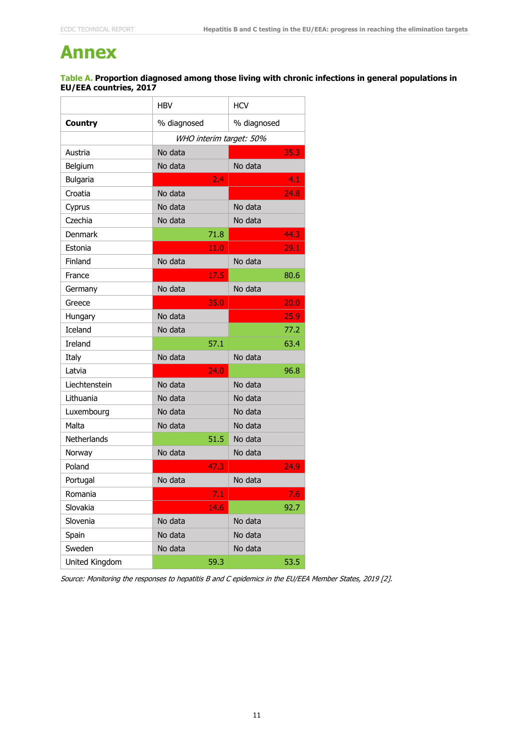# Annex

**Table A. Proportion diagnosed among those living with chronic infections in general populations in EU/EEA countries, 2017**

| | HBV | HCV |
|---|---|---|
| **Country** | % diagnosed | % diagnosed |
| | *WHO interim target: 50%* | |
| Austria | No data | 35.3 |
| Belgium | No data | No data |
| Bulgaria | 2.4 | 4.1 |
| Croatia | No data | 24.8 |
| Cyprus | No data | No data |
| Czechia | No data | No data |
| Denmark | 71.8 | 44.3 |
| Estonia | 11.0 | 29.1 |
| Finland | No data | No data |
| France | 17.5 | 80.6 |
| Germany | No data | No data |
| Greece | 35.0 | 20.0 |
| Hungary | No data | 25.9 |
| Iceland | No data | 77.2 |
| Ireland | 57.1 | 63.4 |
| Italy | No data | No data |
| Latvia | 24.0 | 96.8 |
| Liechtenstein | No data | No data |
| Lithuania | No data | No data |
| Luxembourg | No data | No data |
| Malta | No data | No data |
| Netherlands | 51.5 | No data |
| Norway | No data | No data |
| Poland | 47.3 | 24.9 |
| Portugal | No data | No data |
| Romania | 7.1 | 7.6 |
| Slovakia | 14.6 | 92.7 |
| Slovenia | No data | No data |
| Spain | No data | No data |
| Sweden | No data | No data |
| United Kingdom | 59.3 | 53.5 |

*Source: Monitoring the responses to hepatitis B and C epidemics in the EU/EEA Member States, 2019 [2].*